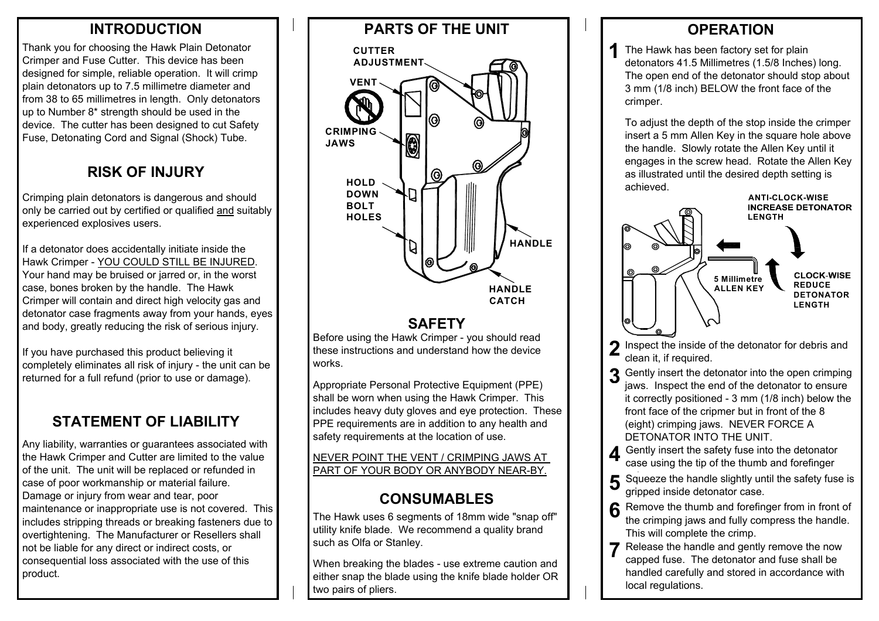## INTRODUCTION

Thank you for choosing the Hawk Plain Detonator Crimper and Fuse Cutter. This device has been designed for simple, reliable operation. It will crimp plain detonators up to 7.5 millimetre diameter and from 38 to 65 millimetres in length. Only detonators up to Number 8* strength should be used in the device. The cutter has been designed to cut Safety Fuse, Detonating Cord and Signal (Shock) Tube.

## RISK OF INJURY

Crimping plain detonators is dangerous and should only be carried out by certified or qualified and suitably experienced explosives users.

If a detonator does accidentally initiate inside the Hawk Crimper - YOU COULD STILL BE INJURED. Your hand may be bruised or jarred or, in the worst case, bones broken by the handle. The Hawk Crimper will contain and direct high velocity gas and detonator case fragments away from your hands, eyes and body, greatly reducing the risk of serious injury.

If you have purchased this product believing it completely eliminates all risk of injury - the unit can be returned for a full refund (prior to use or damage).

## STATEMENT OF LIABILITY

Any liability, warranties or guarantees associated with the Hawk Crimper and Cutter are limited to the value of the unit. The unit will be replaced or refunded in case of poor workmanship or material failure. Damage or injury from wear and tear, poor maintenance or inappropriate use is not covered. This includes stripping threads or breaking fasteners due to overtightening. The Manufacturer or Resellers shall not be liable for any direct or indirect costs, or consequential loss associated with the use of this product.

## PARTS OF THE UNIT

CUTTER ADJUSTMENT

VENT

CRIMPING JAWS

HOLD DOWN BOLT HOLES

HANDLE

HANDLE CATCH

## SAFETY

Before using the Hawk Crimper - you should read these instructions and understand how the device works.

Appropriate Personal Protective Equipment (PPE) shall be worn when using the Hawk Crimper. This includes heavy duty gloves and eye protection. These PPE requirements are in addition to any health and safety requirements at the location of use.

NEVER POINT THE VENT / CRIMPING JAWS AT PART OF YOUR BODY OR ANYBODY NEAR-BY.

## CONSUMABLES

The Hawk uses 6 segments of 18mm wide "snap off" utility knife blade. We recommend a quality brand such as Olfa or Stanley.

When breaking the blades - use extreme caution and either snap the blade using the knife blade holder OR two pairs of pliers.

## OPERATION

**1** The Hawk has been factory set for plain detonators 41.5 Millimetres (1.5/8 Inches) long. The open end of the detonator should stop about 3 mm (1/8 inch) BELOW the front face of the crimper.

To adjust the depth of the stop inside the crimper insert a 5 mm Allen Key in the square hole above the handle. Slowly rotate the Allen Key until it engages in the screw head. Rotate the Allen Key as illustrated until the desired depth setting is achieved.

ANTI-CLOCK-WISE INCREASE DETONATOR LENGTH

5 Millimetre ALLEN KEY

CLOCK-WISE REDUCE DETONATOR LENGTH

**2** Inspect the inside of the detonator for debris and clean it, if required.

**3** Gently insert the detonator into the open crimping jaws. Inspect the end of the detonator to ensure it correctly positioned - 3 mm (1/8 inch) below the front face of the cripmer but in front of the 8 (eight) crimping jaws. NEVER FORCE A DETONATOR INTO THE UNIT.

**4** Gently insert the safety fuse into the detonator case using the tip of the thumb and forefinger

**5** Squeeze the handle slightly until the safety fuse is gripped inside detonator case.

**6** Remove the thumb and forefinger from in front of the crimping jaws and fully compress the handle. This will complete the crimp.

**7** Release the handle and gently remove the now capped fuse. The detonator and fuse shall be handled carefully and stored in accordance with local regulations.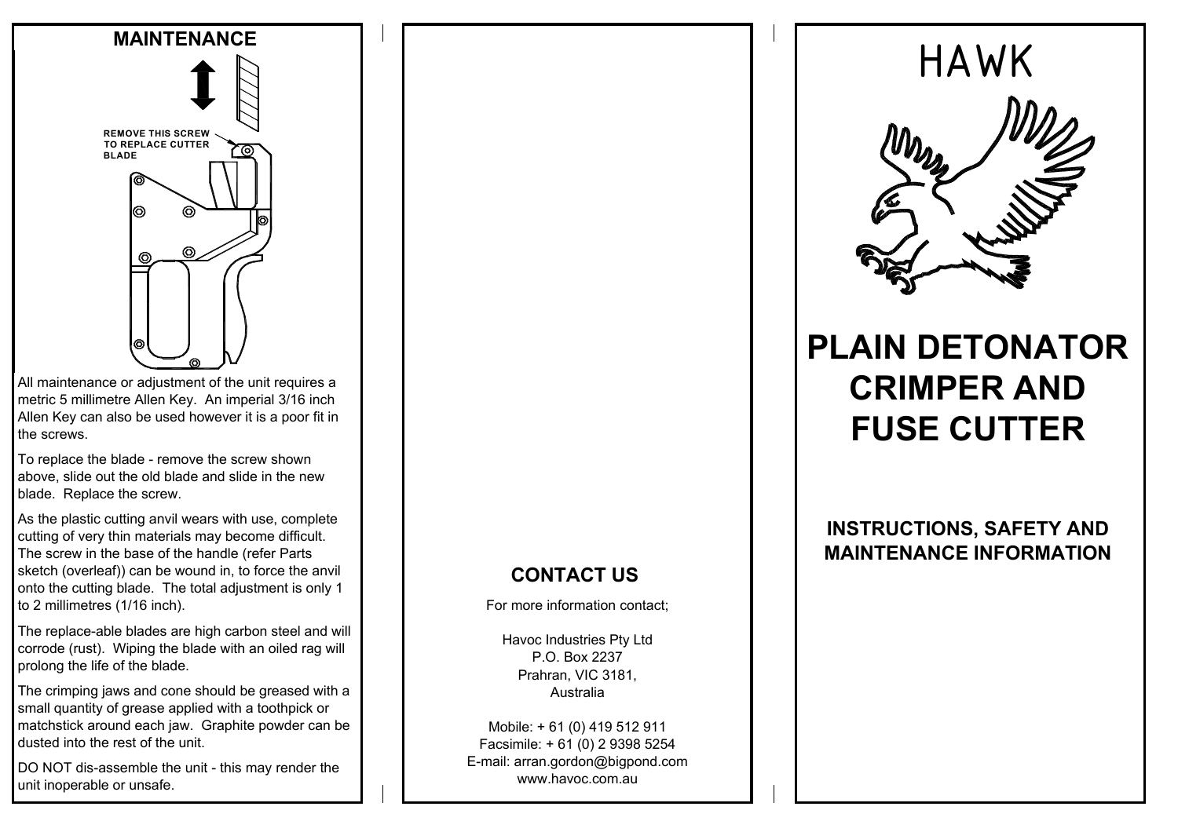## MAINTENANCE

REMOVE THIS SCREW TO REPLACE CUTTER BLADE

All maintenance or adjustment of the unit requires a metric 5 millimetre Allen Key. An imperial 3/16 inch Allen Key can also be used however it is a poor fit in the screws.

To replace the blade - remove the screw shown above, slide out the old blade and slide in the new blade. Replace the screw.

As the plastic cutting anvil wears with use, complete cutting of very thin materials may become difficult. The screw in the base of the handle (refer Parts sketch (overleaf)) can be wound in, to force the anvil onto the cutting blade. The total adjustment is only 1 to 2 millimetres (1/16 inch).

The replace-able blades are high carbon steel and will corrode (rust). Wiping the blade with an oiled rag will prolong the life of the blade.

The crimping jaws and cone should be greased with a small quantity of grease applied with a toothpick or matchstick around each jaw. Graphite powder can be dusted into the rest of the unit.

DO NOT dis-assemble the unit - this may render the unit inoperable or unsafe.

## CONTACT US

For more information contact;

Havoc Industries Pty Ltd
P.O. Box 2237
Prahran, VIC 3181,
Australia

Mobile: + 61 (0) 419 512 911
Facsimile: + 61 (0) 2 9398 5254
E-mail: arran.gordon@bigpond.com
www.havoc.com.au

# HAWK

# PLAIN DETONATOR CRIMPER AND FUSE CUTTER

## INSTRUCTIONS, SAFETY AND MAINTENANCE INFORMATION